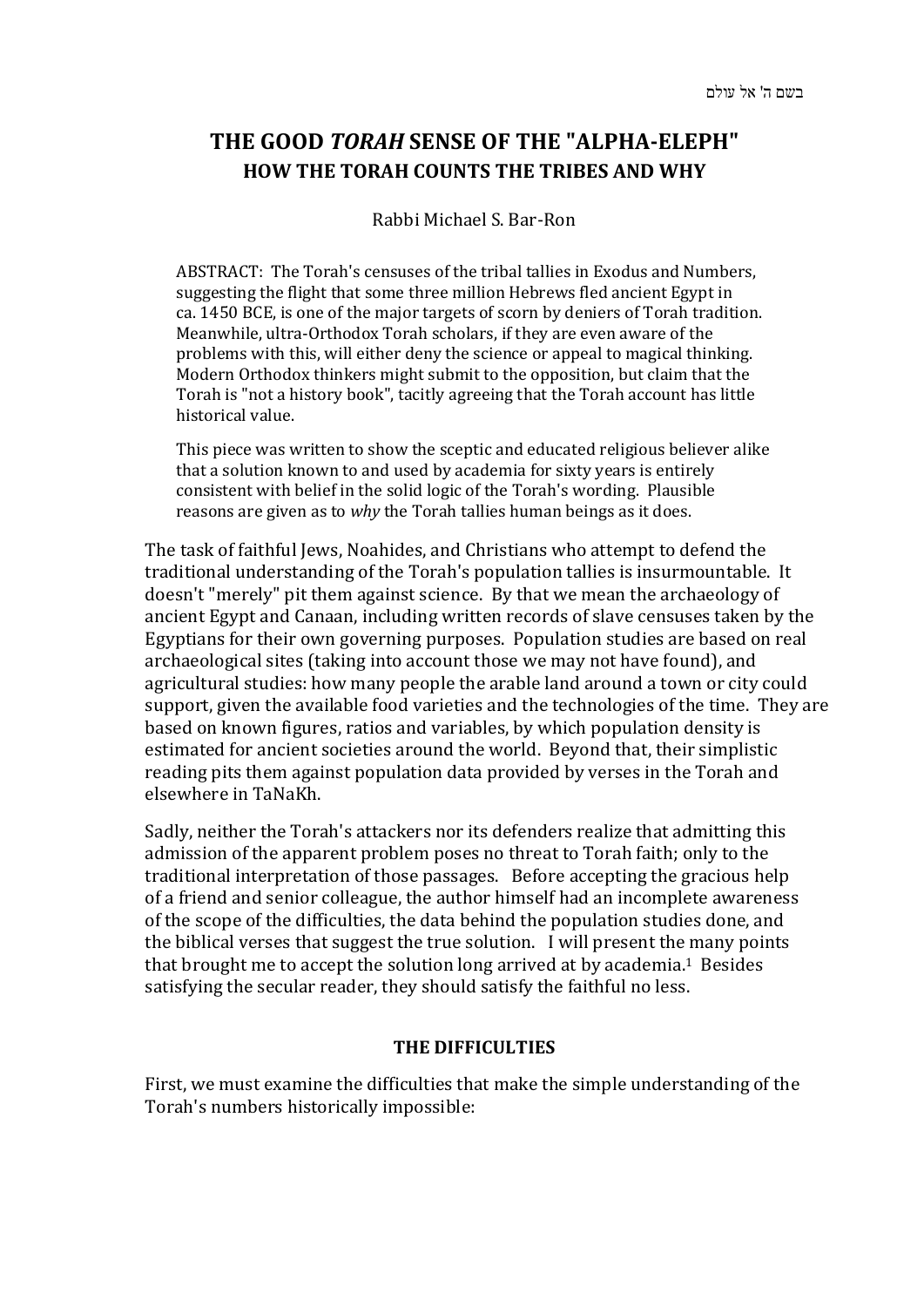בשם ה' אל עולם

# THE GOOD *TORAH* SENSE OF THE "ALPHA-ELEPH"
## HOW THE TORAH COUNTS THE TRIBES AND WHY

Rabbi Michael S. Bar-Ron

ABSTRACT: The Torah's censuses of the tribal tallies in Exodus and Numbers, suggesting the flight that some three million Hebrews fled ancient Egypt in ca. 1450 BCE, is one of the major targets of scorn by deniers of Torah tradition. Meanwhile, ultra-Orthodox Torah scholars, if they are even aware of the problems with this, will either deny the science or appeal to magical thinking. Modern Orthodox thinkers might submit to the opposition, but claim that the Torah is "not a history book", tacitly agreeing that the Torah account has little historical value.

This piece was written to show the sceptic and educated religious believer alike that a solution known to and used by academia for sixty years is entirely consistent with belief in the solid logic of the Torah's wording. Plausible reasons are given as to *why* the Torah tallies human beings as it does.

The task of faithful Jews, Noahides, and Christians who attempt to defend the traditional understanding of the Torah's population tallies is insurmountable. It doesn't "merely" pit them against science. By that we mean the archaeology of ancient Egypt and Canaan, including written records of slave censuses taken by the Egyptians for their own governing purposes. Population studies are based on real archaeological sites (taking into account those we may not have found), and agricultural studies: how many people the arable land around a town or city could support, given the available food varieties and the technologies of the time. They are based on known figures, ratios and variables, by which population density is estimated for ancient societies around the world. Beyond that, their simplistic reading pits them against population data provided by verses in the Torah and elsewhere in TaNaKh.

Sadly, neither the Torah's attackers nor its defenders realize that admitting this admission of the apparent problem poses no threat to Torah faith; only to the traditional interpretation of those passages. Before accepting the gracious help of a friend and senior colleague, the author himself had an incomplete awareness of the scope of the difficulties, the data behind the population studies done, and the biblical verses that suggest the true solution. I will present the many points that brought me to accept the solution long arrived at by academia.[1] Besides satisfying the secular reader, they should satisfy the faithful no less.

### THE DIFFICULTIES

First, we must examine the difficulties that make the simple understanding of the Torah's numbers historically impossible: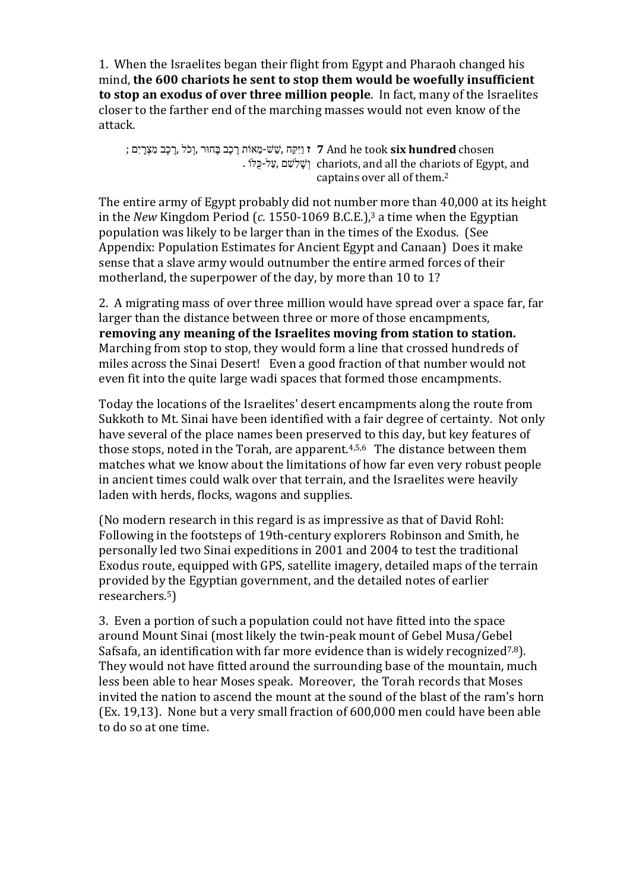1. When the Israelites began their flight from Egypt and Pharaoh changed his mind, **the 600 chariots he sent to stop them would be woefully insufficient to stop an exodus of over three million people**. In fact, many of the Israelites closer to the farther end of the marching masses would not even know of the attack.

| | |
|---|---|
| ז וַיִּקַּח, שֵׁשׁ-מֵאוֹת רֶכֶב בָּחוּר, וְכֹל, רֶכֶב מִצְרָיִם; וְשָׁלִשִׁם, עַל-כֻּלּוֹ. | **7** And he took **six hundred** chosen chariots, and all the chariots of Egypt, and captains over all of them.[2] |

The entire army of Egypt probably did not number more than 40,000 at its height in the *New* Kingdom Period (*c.* 1550-1069 B.C.E.),[3] a time when the Egyptian population was likely to be larger than in the times of the Exodus. (See Appendix: Population Estimates for Ancient Egypt and Canaan) Does it make sense that a slave army would outnumber the entire armed forces of their motherland, the superpower of the day, by more than 10 to 1?

2. A migrating mass of over three million would have spread over a space far, far larger than the distance between three or more of those encampments, **removing any meaning of the Israelites moving from station to station.** Marching from stop to stop, they would form a line that crossed hundreds of miles across the Sinai Desert! Even a good fraction of that number would not even fit into the quite large wadi spaces that formed those encampments.

Today the locations of the Israelites' desert encampments along the route from Sukkoth to Mt. Sinai have been identified with a fair degree of certainty. Not only have several of the place names been preserved to this day, but key features of those stops, noted in the Torah, are apparent.[4,5,6] The distance between them matches what we know about the limitations of how far even very robust people in ancient times could walk over that terrain, and the Israelites were heavily laden with herds, flocks, wagons and supplies.

(No modern research in this regard is as impressive as that of David Rohl: Following in the footsteps of 19th-century explorers Robinson and Smith, he personally led two Sinai expeditions in 2001 and 2004 to test the traditional Exodus route, equipped with GPS, satellite imagery, detailed maps of the terrain provided by the Egyptian government, and the detailed notes of earlier researchers.[5])

3. Even a portion of such a population could not have fitted into the space around Mount Sinai (most likely the twin-peak mount of Gebel Musa/Gebel Safsafa, an identification with far more evidence than is widely recognized[7,8]). They would not have fitted around the surrounding base of the mountain, much less been able to hear Moses speak. Moreover, the Torah records that Moses invited the nation to ascend the mount at the sound of the blast of the ram's horn (Ex. 19,13). None but a very small fraction of 600,000 men could have been able to do so at one time.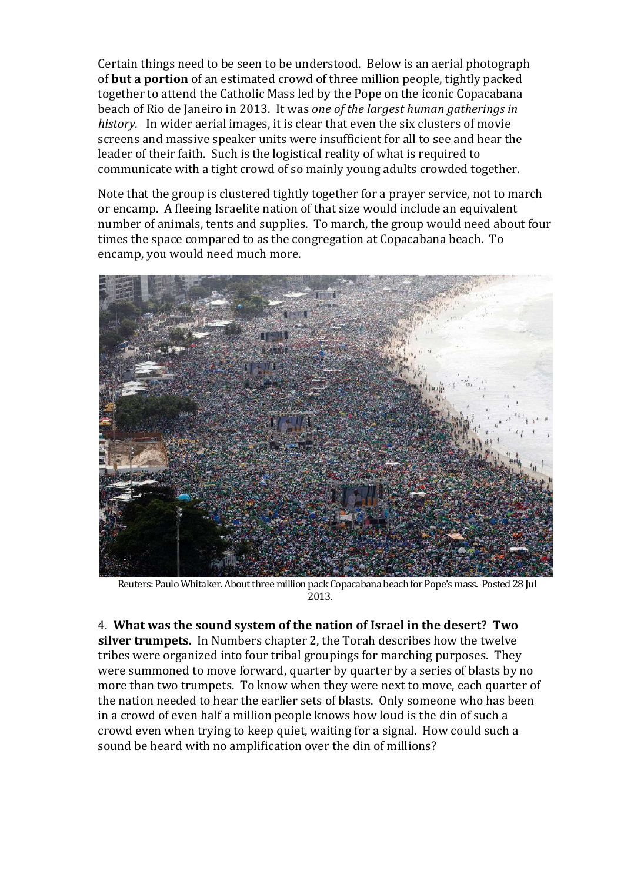Certain things need to be seen to be understood. Below is an aerial photograph of **but a portion** of an estimated crowd of three million people, tightly packed together to attend the Catholic Mass led by the Pope on the iconic Copacabana beach of Rio de Janeiro in 2013. It was *one of the largest human gatherings in history*. In wider aerial images, it is clear that even the six clusters of movie screens and massive speaker units were insufficient for all to see and hear the leader of their faith. Such is the logistical reality of what is required to communicate with a tight crowd of so mainly young adults crowded together.

Note that the group is clustered tightly together for a prayer service, not to march or encamp. A fleeing Israelite nation of that size would include an equivalent number of animals, tents and supplies. To march, the group would need about four times the space compared to as the congregation at Copacabana beach. To encamp, you would need much more.

Reuters: Paulo Whitaker. About three million pack Copacabana beach for Pope's mass. Posted 28 Jul 2013.

4. **What was the sound system of the nation of Israel in the desert? Two silver trumpets.** In Numbers chapter 2, the Torah describes how the twelve tribes were organized into four tribal groupings for marching purposes. They were summoned to move forward, quarter by quarter by a series of blasts by no more than two trumpets. To know when they were next to move, each quarter of the nation needed to hear the earlier sets of blasts. Only someone who has been in a crowd of even half a million people knows how loud is the din of such a crowd even when trying to keep quiet, waiting for a signal. How could such a sound be heard with no amplification over the din of millions?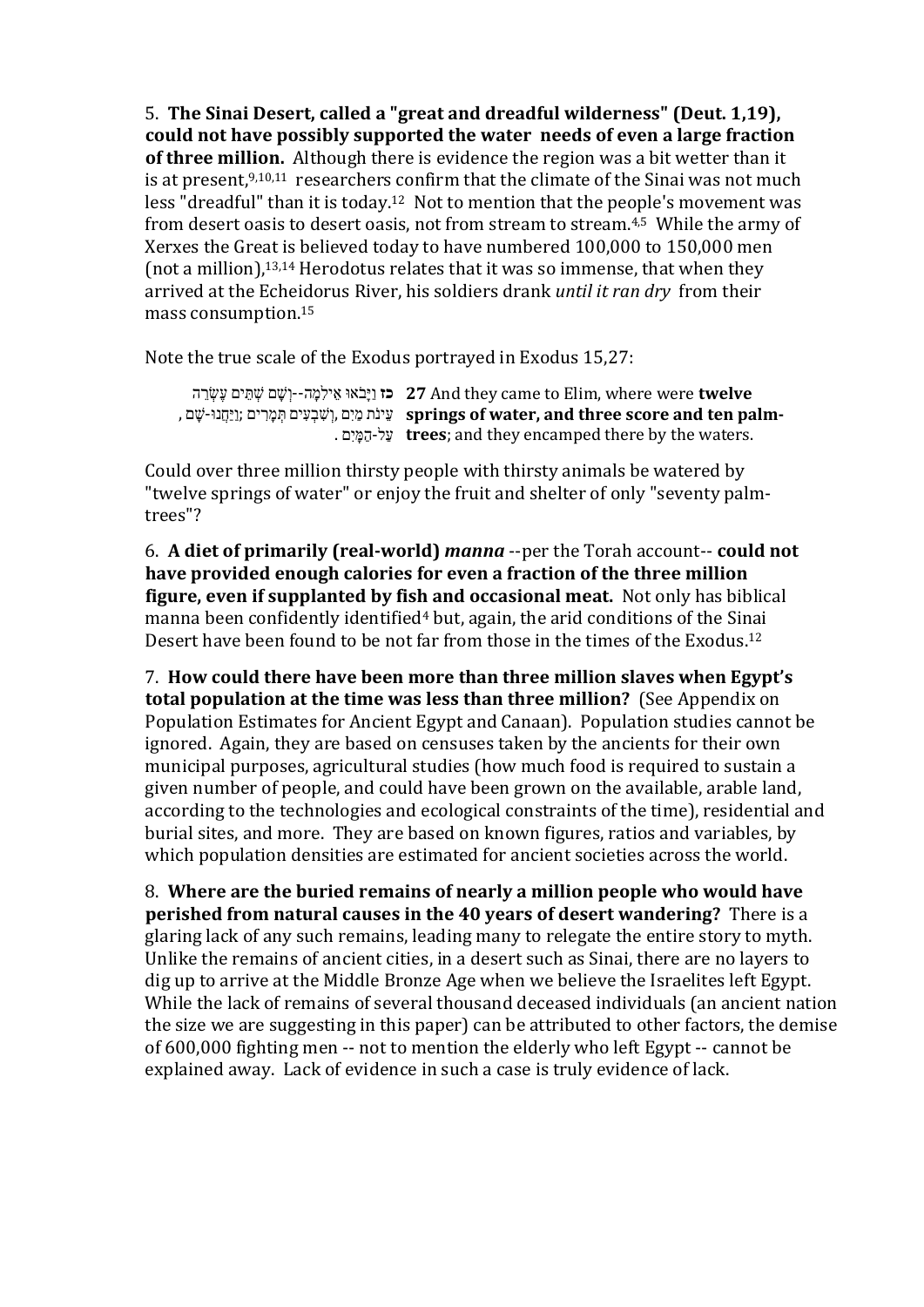5. **The Sinai Desert, called a "great and dreadful wilderness" (Deut. 1,19), could not have possibly supported the water needs of even a large fraction of three million.** Although there is evidence the region was a bit wetter than it is at present,[9,10,11] researchers confirm that the climate of the Sinai was not much less "dreadful" than it is today.[12] Not to mention that the people's movement was from desert oasis to desert oasis, not from stream to stream.[4,5] While the army of Xerxes the Great is believed today to have numbered 100,000 to 150,000 men (not a million),[13,14] Herodotus relates that it was so immense, that when they arrived at the Echeidorus River, his soldiers drank *until it ran dry* from their mass consumption.[15]

Note the true scale of the Exodus portrayed in Exodus 15,27:

| | |
|---|---|
| **כז** וַיָּבֹאוּ אֵילִמָה--וְשָׁם שְׁתֵּים עֶשְׂרֵה עֵינֹת מַיִם, וְשִׁבְעִים תְּמָרִים; וַיַּחֲנוּ-שָׁם, עַל-הַמָּיִם. | **27** And they came to Elim, where were **twelve springs of water, and three score and ten palm-trees**; and they encamped there by the waters. |

Could over three million thirsty people with thirsty animals be watered by "twelve springs of water" or enjoy the fruit and shelter of only "seventy palm-trees"?

6. **A diet of primarily (real-world) *manna* --per the Torah account-- could not have provided enough calories for even a fraction of the three million figure, even if supplanted by fish and occasional meat.** Not only has biblical manna been confidently identified[4] but, again, the arid conditions of the Sinai Desert have been found to be not far from those in the times of the Exodus.[12]

7. **How could there have been more than three million slaves when Egypt's total population at the time was less than three million?** (See Appendix on Population Estimates for Ancient Egypt and Canaan). Population studies cannot be ignored. Again, they are based on censuses taken by the ancients for their own municipal purposes, agricultural studies (how much food is required to sustain a given number of people, and could have been grown on the available, arable land, according to the technologies and ecological constraints of the time), residential and burial sites, and more. They are based on known figures, ratios and variables, by which population densities are estimated for ancient societies across the world.

8. **Where are the buried remains of nearly a million people who would have perished from natural causes in the 40 years of desert wandering?** There is a glaring lack of any such remains, leading many to relegate the entire story to myth. Unlike the remains of ancient cities, in a desert such as Sinai, there are no layers to dig up to arrive at the Middle Bronze Age when we believe the Israelites left Egypt. While the lack of remains of several thousand deceased individuals (an ancient nation the size we are suggesting in this paper) can be attributed to other factors, the demise of 600,000 fighting men -- not to mention the elderly who left Egypt -- cannot be explained away. Lack of evidence in such a case is truly evidence of lack.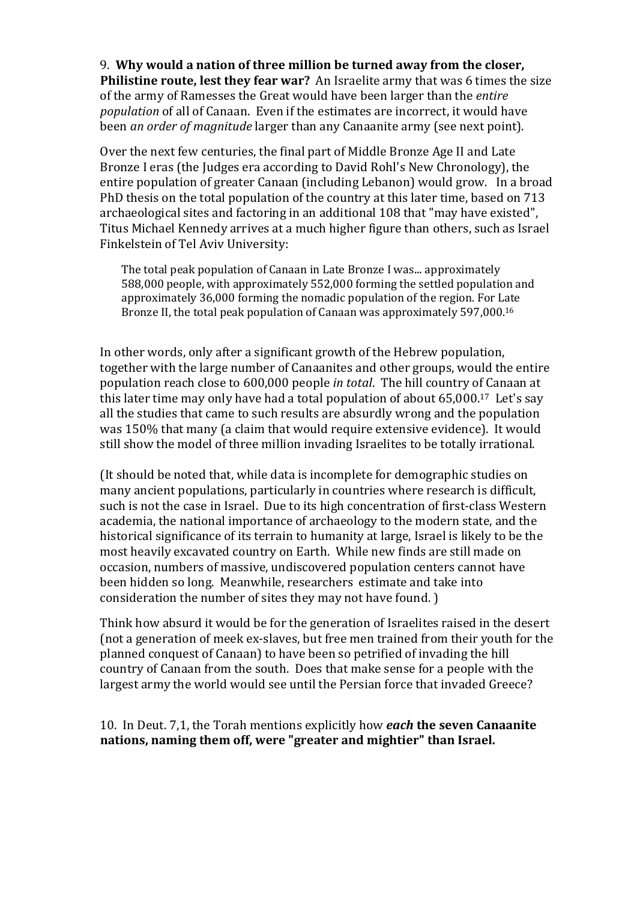9. **Why would a nation of three million be turned away from the closer, Philistine route, lest they fear war?** An Israelite army that was 6 times the size of the army of Ramesses the Great would have been larger than the *entire population* of all of Canaan. Even if the estimates are incorrect, it would have been *an order of magnitude* larger than any Canaanite army (see next point).

Over the next few centuries, the final part of Middle Bronze Age II and Late Bronze I eras (the Judges era according to David Rohl's New Chronology), the entire population of greater Canaan (including Lebanon) would grow. In a broad PhD thesis on the total population of the country at this later time, based on 713 archaeological sites and factoring in an additional 108 that "may have existed", Titus Michael Kennedy arrives at a much higher figure than others, such as Israel Finkelstein of Tel Aviv University:

> The total peak population of Canaan in Late Bronze I was... approximately 588,000 people, with approximately 552,000 forming the settled population and approximately 36,000 forming the nomadic population of the region. For Late Bronze II, the total peak population of Canaan was approximately 597,000.[16]

In other words, only after a significant growth of the Hebrew population, together with the large number of Canaanites and other groups, would the entire population reach close to 600,000 people *in total*. The hill country of Canaan at this later time may only have had a total population of about 65,000.[17] Let's say all the studies that came to such results are absurdly wrong and the population was 150% that many (a claim that would require extensive evidence). It would still show the model of three million invading Israelites to be totally irrational.

(It should be noted that, while data is incomplete for demographic studies on many ancient populations, particularly in countries where research is difficult, such is not the case in Israel. Due to its high concentration of first-class Western academia, the national importance of archaeology to the modern state, and the historical significance of its terrain to humanity at large, Israel is likely to be the most heavily excavated country on Earth. While new finds are still made on occasion, numbers of massive, undiscovered population centers cannot have been hidden so long. Meanwhile, researchers estimate and take into consideration the number of sites they may not have found. )

Think how absurd it would be for the generation of Israelites raised in the desert (not a generation of meek ex-slaves, but free men trained from their youth for the planned conquest of Canaan) to have been so petrified of invading the hill country of Canaan from the south. Does that make sense for a people with the largest army the world would see until the Persian force that invaded Greece?

10. In Deut. 7,1, the Torah mentions explicitly how ***each*** **the seven Canaanite nations, naming them off, were "greater and mightier" than Israel.**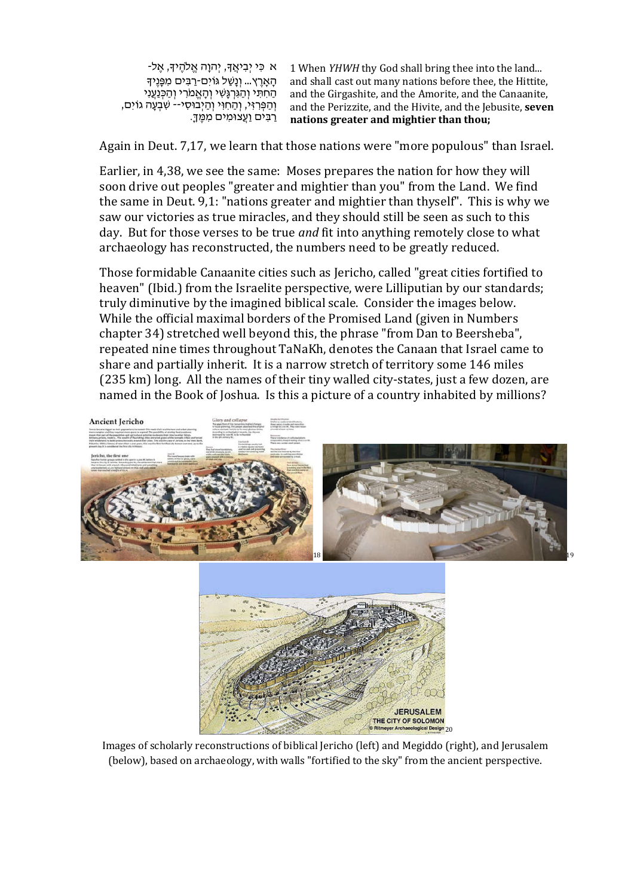| | |
|---|---|
| א כִּי יְבִיאֲךָ, יְהוָה אֱלֹהֶיךָ, אֶל-הָאָרֶץ... וְנָשַׁל גּוֹיִם-רַבִּים מִפָּנֶיךָ הַחִתִּי וְהַגִּרְגָּשִׁי וְהָאֱמֹרִי וְהַכְּנַעֲנִי וְהַפְּרִזִּי, וְהַחִוִּי וְהַיְבוּסִי-- שִׁבְעָה גוֹיִם, רַבִּים וַעֲצוּמִים מִמֶּךָּ. | 1 When *YHWH* thy God shall bring thee into the land... and shall cast out many nations before thee, the Hittite, and the Girgashite, and the Amorite, and the Canaanite, and the Perizzite, and the Hivite, and the Jebusite, **seven nations greater and mightier than thou;** |

Again in Deut. 7,17, we learn that those nations were "more populous" than Israel.

Earlier, in 4,38, we see the same: Moses prepares the nation for how they will soon drive out peoples "greater and mightier than you" from the Land. We find the same in Deut. 9,1: "nations greater and mightier than thyself". This is why we saw our victories as true miracles, and they should still be seen as such to this day. But for those verses to be true *and* fit into anything remotely close to what archaeology has reconstructed, the numbers need to be greatly reduced.

Those formidable Canaanite cities such as Jericho, called "great cities fortified to heaven" (Ibid.) from the Israelite perspective, were Lilliputian by our standards; truly diminutive by the imagined biblical scale. Consider the images below. While the official maximal borders of the Promised Land (given in Numbers chapter 34) stretched well beyond this, the phrase "from Dan to Beersheba", repeated nine times throughout TaNaKh, denotes the Canaan that Israel came to share and partially inherit. It is a narrow stretch of territory some 146 miles (235 km) long. All the names of their tiny walled city-states, just a few dozen, are named in the Book of Joshua. Is this a picture of a country inhabited by millions?

[18] [19] [20]

Images of scholarly reconstructions of biblical Jericho (left) and Megiddo (right), and Jerusalem (below), based on archaeology, with walls "fortified to the sky" from the ancient perspective.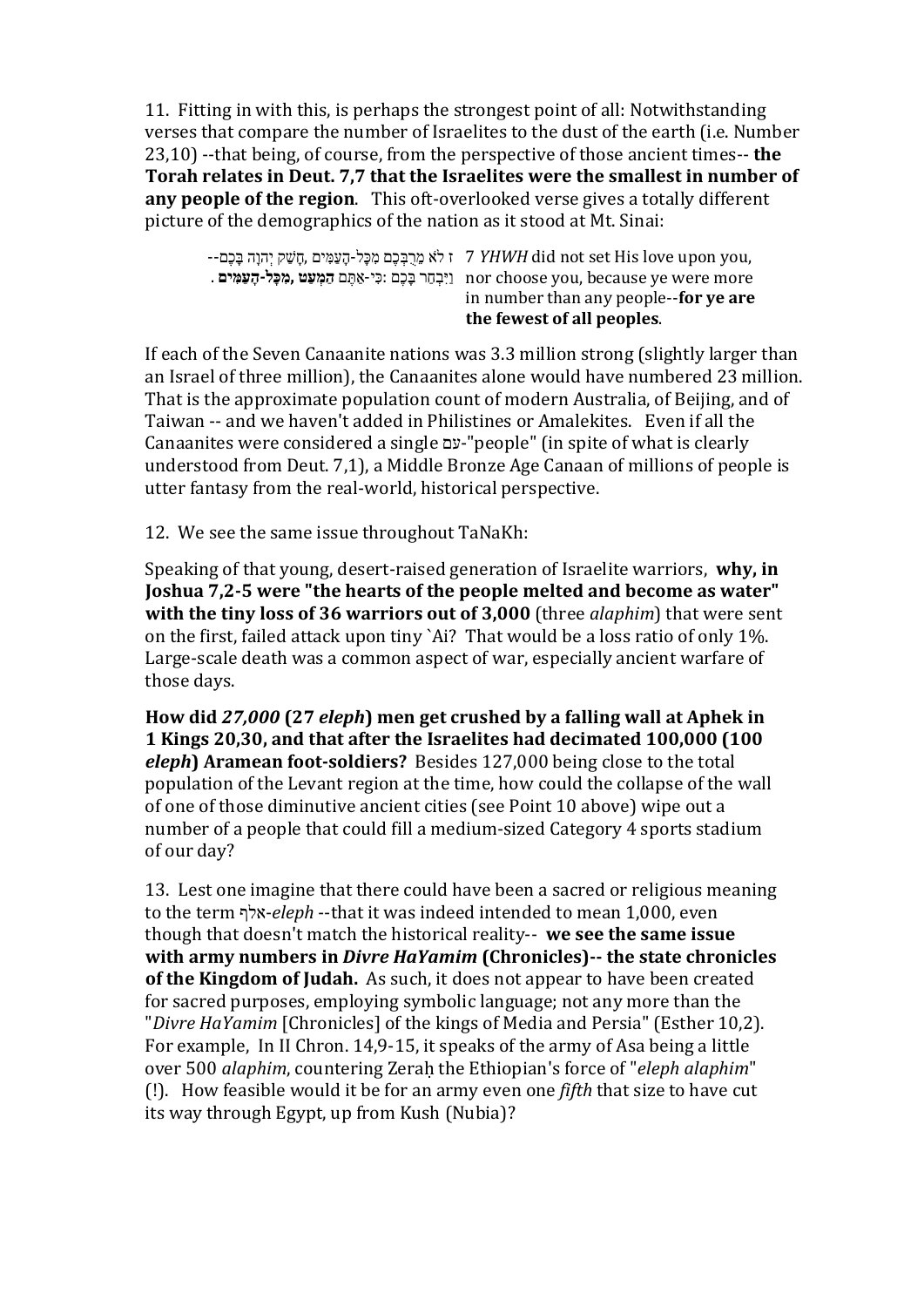11. Fitting in with this, is perhaps the strongest point of all: Notwithstanding verses that compare the number of Israelites to the dust of the earth (i.e. Number 23,10) --that being, of course, from the perspective of those ancient times-- **the Torah relates in Deut. 7,7 that the Israelites were the smallest in number of any people of the region**. This oft-overlooked verse gives a totally different picture of the demographics of the nation as it stood at Mt. Sinai:

| | |
|---|---|
| ז לֹא מֵרֻבְּכֶם מִכָּל-הָעַמִּים, חָשַׁק יְהוָה בָּכֶם--וַיִּבְחַר בָּכֶם: כִּי-אַתֶּם **הַמְעַט, מִכָּל-הָעַמִּים**. | 7 *YHWH* did not set His love upon you, nor choose you, because ye were more in number than any people--**for ye are the fewest of all peoples**. |

If each of the Seven Canaanite nations was 3.3 million strong (slightly larger than an Israel of three million), the Canaanites alone would have numbered 23 million. That is the approximate population count of modern Australia, of Beijing, and of Taiwan -- and we haven't added in Philistines or Amalekites. Even if all the Canaanites were considered a single עם-"people" (in spite of what is clearly understood from Deut. 7,1), a Middle Bronze Age Canaan of millions of people is utter fantasy from the real-world, historical perspective.

12. We see the same issue throughout TaNaKh:

Speaking of that young, desert-raised generation of Israelite warriors, **why, in Joshua 7,2-5 were "the hearts of the people melted and become as water" with the tiny loss of 36 warriors out of 3,000** (three *alaphim*) that were sent on the first, failed attack upon tiny `Ai? That would be a loss ratio of only 1%. Large-scale death was a common aspect of war, especially ancient warfare of those days.

**How did *27,000* (27 *eleph*) men get crushed by a falling wall at Aphek in 1 Kings 20,30, and that after the Israelites had decimated 100,000 (100 *eleph*) Aramean foot-soldiers?** Besides 127,000 being close to the total population of the Levant region at the time, how could the collapse of the wall of one of those diminutive ancient cities (see Point 10 above) wipe out a number of a people that could fill a medium-sized Category 4 sports stadium of our day?

13. Lest one imagine that there could have been a sacred or religious meaning to the term אלף-*eleph* --that it was indeed intended to mean 1,000, even though that doesn't match the historical reality-- **we see the same issue with army numbers in *Divre HaYamim* (Chronicles)-- the state chronicles of the Kingdom of Judah.** As such, it does not appear to have been created for sacred purposes, employing symbolic language; not any more than the "*Divre HaYamim* [Chronicles] of the kings of Media and Persia" (Esther 10,2). For example, In II Chron. 14,9-15, it speaks of the army of Asa being a little over 500 *alaphim*, countering Zeraḥ the Ethiopian's force of "*eleph alaphim*" (!). How feasible would it be for an army even one *fifth* that size to have cut its way through Egypt, up from Kush (Nubia)?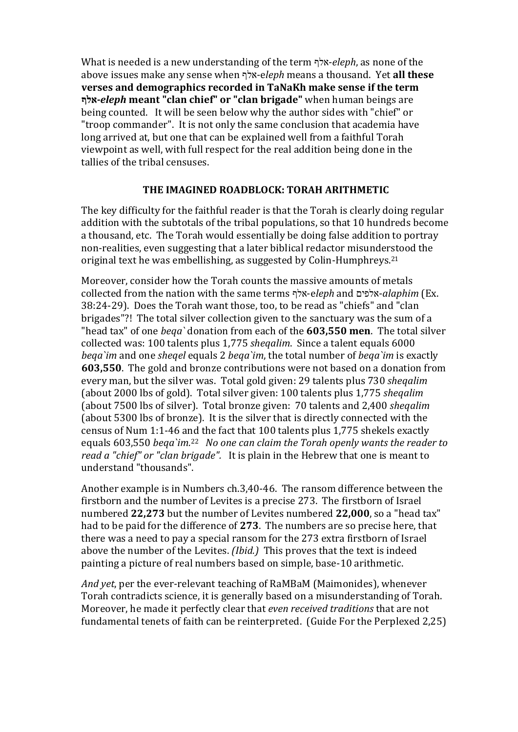What is needed is a new understanding of the term אלף-*eleph*, as none of the above issues make any sense when אלף-e*leph* means a thousand. Yet **all these verses and demographics recorded in TaNaKh make sense if the term אלף-*eleph* meant "clan chief" or "clan brigade"** when human beings are being counted. It will be seen below why the author sides with "chief" or "troop commander". It is not only the same conclusion that academia have long arrived at, but one that can be explained well from a faithful Torah viewpoint as well, with full respect for the real addition being done in the tallies of the tribal censuses.

## THE IMAGINED ROADBLOCK: TORAH ARITHMETIC

The key difficulty for the faithful reader is that the Torah is clearly doing regular addition with the subtotals of the tribal populations, so that 10 hundreds become a thousand, etc. The Torah would essentially be doing false addition to portray non-realities, even suggesting that a later biblical redactor misunderstood the original text he was embellishing, as suggested by Colin-Humphreys.[21]

Moreover, consider how the Torah counts the massive amounts of metals collected from the nation with the same terms אלף-e*leph* and אלפים-*alaphim* (Ex. 38:24-29). Does the Torah want those, too, to be read as "chiefs" and "clan brigades"?! The total silver collection given to the sanctuary was the sum of a "head tax" of one *beqa`* donation from each of the **603,550 men**. The total silver collected was: 100 talents plus 1,775 *sheqalim*. Since a talent equals 6000 *beqa`im* and one *sheqel* equals 2 *beqa`im*, the total number of *beqa`im* is exactly **603,550**. The gold and bronze contributions were not based on a donation from every man, but the silver was. Total gold given: 29 talents plus 730 *sheqalim* (about 2000 lbs of gold). Total silver given: 100 talents plus 1,775 *sheqalim* (about 7500 lbs of silver). Total bronze given: 70 talents and 2,400 *sheqalim* (about 5300 lbs of bronze). It is the silver that is directly connected with the census of Num 1:1-46 and the fact that 100 talents plus 1,775 shekels exactly equals 603,550 *beqa`im.*[22] *No one can claim the Torah openly wants the reader to read a "chief" or "clan brigade".* It is plain in the Hebrew that one is meant to understand "thousands".

Another example is in Numbers ch.3,40-46. The ransom difference between the firstborn and the number of Levites is a precise 273. The firstborn of Israel numbered **22,273** but the number of Levites numbered **22,000**, so a "head tax" had to be paid for the difference of **273**. The numbers are so precise here, that there was a need to pay a special ransom for the 273 extra firstborn of Israel above the number of the Levites. *(Ibid.)* This proves that the text is indeed painting a picture of real numbers based on simple, base-10 arithmetic.

*And yet*, per the ever-relevant teaching of RaMBaM (Maimonides), whenever Torah contradicts science, it is generally based on a misunderstanding of Torah. Moreover, he made it perfectly clear that *even received traditions* that are not fundamental tenets of faith can be reinterpreted. (Guide For the Perplexed 2,25)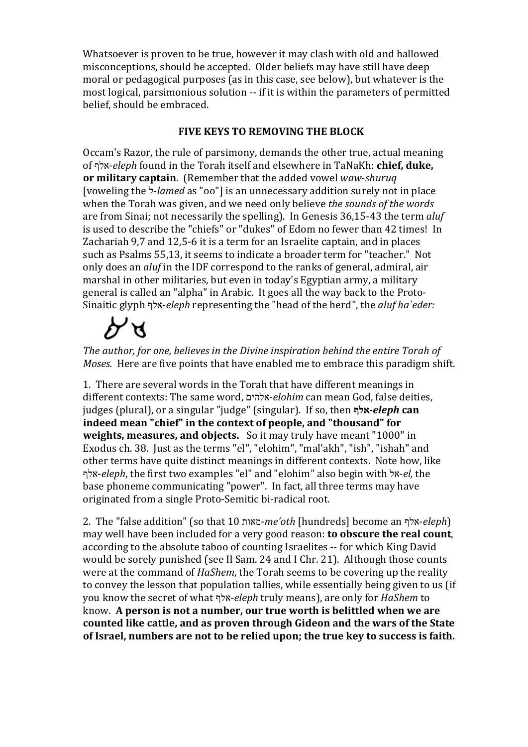Whatsoever is proven to be true, however it may clash with old and hallowed misconceptions, should be accepted. Older beliefs may have still have deep moral or pedagogical purposes (as in this case, see below), but whatever is the most logical, parsimonious solution -- if it is within the parameters of permitted belief, should be embraced.

**FIVE KEYS TO REMOVING THE BLOCK**

Occam's Razor, the rule of parsimony, demands the other true, actual meaning of אלף-*eleph* found in the Torah itself and elsewhere in TaNaKh: **chief, duke, or military captain**. (Remember that the added vowel *waw-shuruq* [voweling the ל-*lamed* as "oo"] is an unnecessary addition surely not in place when the Torah was given, and we need only believe *the sounds of the words* are from Sinai; not necessarily the spelling). In Genesis 36,15-43 the term *aluf* is used to describe the "chiefs" or "dukes" of Edom no fewer than 42 times! In Zachariah 9,7 and 12,5-6 it is a term for an Israelite captain, and in places such as Psalms 55,13, it seems to indicate a broader term for "teacher." Not only does an *aluf* in the IDF correspond to the ranks of general, admiral, air marshal in other militaries, but even in today's Egyptian army, a military general is called an "alpha" in Arabic. It goes all the way back to the Proto-Sinaitic glyph אלף-*eleph* representing the "head of the herd", the *aluf ha`eder:*

*The author, for one, believes in the Divine inspiration behind the entire Torah of Moses.* Here are five points that have enabled me to embrace this paradigm shift.

1. There are several words in the Torah that have different meanings in different contexts: The same word, אלהים-*elohim* can mean God, false deities, judges (plural), or a singular "judge" (singular). If so, then **אלף-*eleph* can indeed mean "chief" in the context of people, and "thousand" for weights, measures, and objects.** So it may truly have meant "1000" in Exodus ch. 38. Just as the terms "el", "elohim", "mal'akh", "ish", "ishah" and other terms have quite distinct meanings in different contexts. Note how, like אלף-*eleph*, the first two examples "el" and "elohim" also begin with אל-*el*, the base phoneme communicating "power". In fact, all three terms may have originated from a single Proto-Semitic bi-radical root.

2. The "false addition" (so that 10 מאות-*me'oth* [hundreds] become an אלף-*eleph*) may well have been included for a very good reason: **to obscure the real count**, according to the absolute taboo of counting Israelites -- for which King David would be sorely punished (see II Sam. 24 and I Chr. 21). Although those counts were at the command of *HaShem*, the Torah seems to be covering up the reality to convey the lesson that population tallies, while essentially being given to us (if you know the secret of what אלף-*eleph* truly means), are only for *HaShem* to know. **A person is not a number, our true worth is belittled when we are counted like cattle, and as proven through Gideon and the wars of the State of Israel, numbers are not to be relied upon; the true key to success is faith.**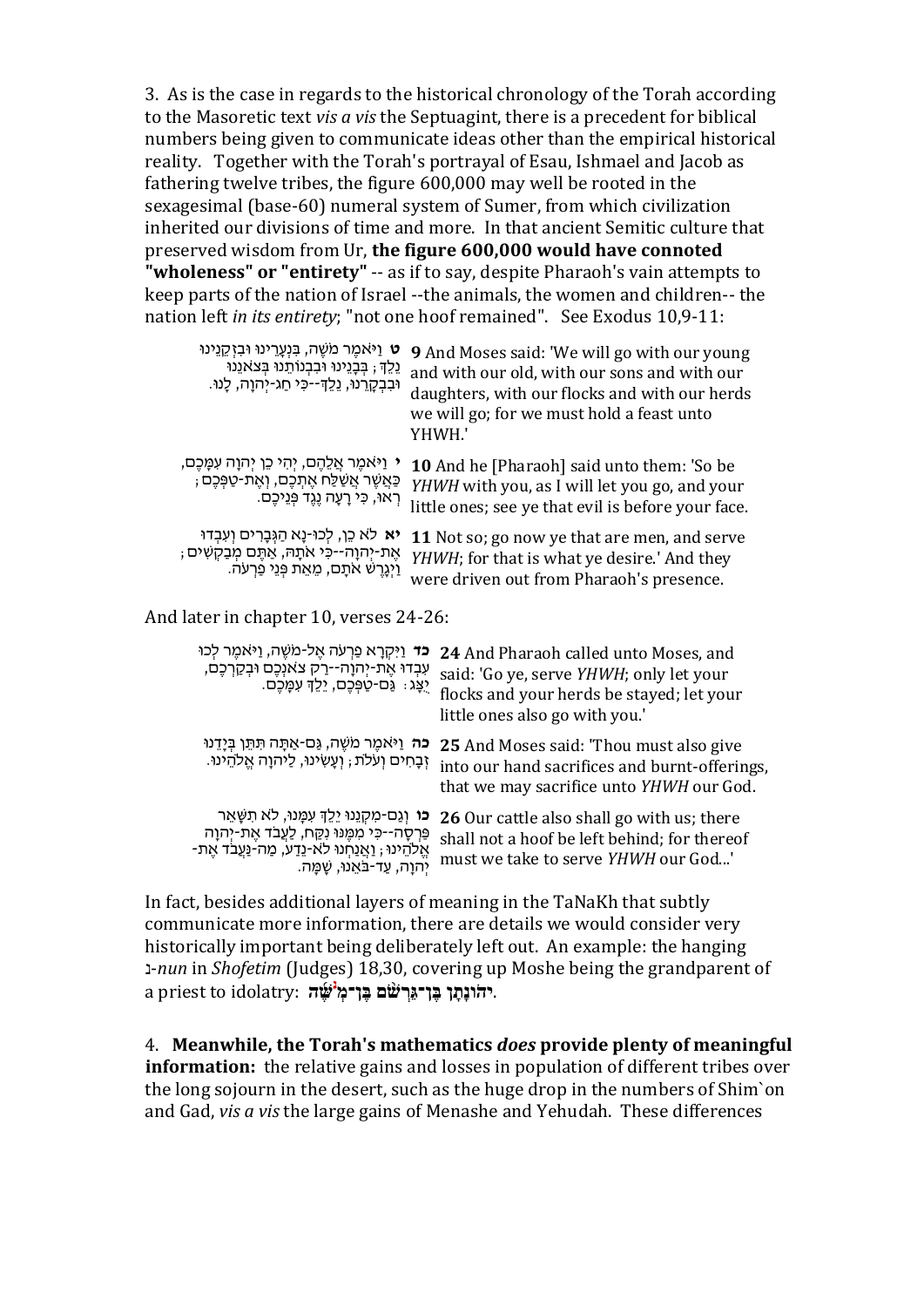3. As is the case in regards to the historical chronology of the Torah according to the Masoretic text *vis a vis* the Septuagint, there is a precedent for biblical numbers being given to communicate ideas other than the empirical historical reality. Together with the Torah's portrayal of Esau, Ishmael and Jacob as fathering twelve tribes, the figure 600,000 may well be rooted in the sexagesimal (base-60) numeral system of Sumer, from which civilization inherited our divisions of time and more. In that ancient Semitic culture that preserved wisdom from Ur, **the figure 600,000 would have connoted "wholeness" or "entirety"** -- as if to say, despite Pharaoh's vain attempts to keep parts of the nation of Israel --the animals, the women and children-- the nation left *in its entirety*; "not one hoof remained". See Exodus 10,9-11:

| | |
|---|---|
| **ט** וַיֹּאמֶר מֹשֶׁה, בִּנְעָרֵינוּ וּבִזְקֵנֵינוּ נֵלֵךְ; בְּבָנֵינוּ וּבִבְנוֹתֵנוּ בְּצֹאנֵנוּ וּבִבְקָרֵנוּ, נֵלֵךְ--כִּי חַג-יְהוָה, לָנוּ. | **9** And Moses said: 'We will go with our young and with our old, with our sons and with our daughters, with our flocks and with our herds we will go; for we must hold a feast unto YHWH.' |
| **י** וַיֹּאמֶר אֲלֵהֶם, יְהִי כֵן יְהוָה עִמָּכֶם, כַּאֲשֶׁר אֲשַׁלַּח אֶתְכֶם, וְאֶת-טַפְּכֶם; רְאוּ, כִּי רָעָה נֶגֶד פְּנֵיכֶם. | **10** And he [Pharaoh] said unto them: 'So be *YHWH* with you, as I will let you go, and your little ones; see ye that evil is before your face. |
| **יא** לֹא כֵן, לְכוּ-נָא הַגְּבָרִים וְעִבְדוּ אֶת-יְהוָה--כִּי אֹתָהּ, אַתֶּם מְבַקְשִׁים; וַיְגָרֶשׁ אֹתָם, מֵאֵת פְּנֵי פַרְעֹה. | **11** Not so; go now ye that are men, and serve *YHWH*; for that is what ye desire.' And they were driven out from Pharaoh's presence. |

And later in chapter 10, verses 24-26:

| | |
|---|---|
| **כד** וַיִּקְרָא פַרְעֹה אֶל-מֹשֶׁה, וַיֹּאמֶר לְכוּ עִבְדוּ אֶת-יְהוָה--רַק צֹאנְכֶם וּבְקַרְכֶם, יֻצָּג: גַּם-טַפְּכֶם, יֵלֵךְ עִמָּכֶם. | **24** And Pharaoh called unto Moses, and said: 'Go ye, serve *YHWH*; only let your flocks and your herds be stayed; let your little ones also go with you.' |
| **כה** וַיֹּאמֶר מֹשֶׁה, גַּם-אַתָּה תִּתֵּן בְּיָדֵנוּ זְבָחִים וְעֹלֹת; וְעָשִׂינוּ, לַיהוָה אֱלֹהֵינוּ. | **25** And Moses said: 'Thou must also give into our hand sacrifices and burnt-offerings, that we may sacrifice unto *YHWH* our God. |
| **כו** וְגַם-מִקְנֵנוּ יֵלֵךְ עִמָּנוּ, לֹא תִשָּׁאֵר פַּרְסָה--כִּי מִמֶּנּוּ נִקַּח, לַעֲבֹד אֶת-יְהוָה אֱלֹהֵינוּ; וַאֲנַחְנוּ לֹא-נֵדַע, מַה-נַּעֲבֹד אֶת-יְהוָה, עַד-בֹּאֵנוּ, שָׁמָּה. | **26** Our cattle also shall go with us; there shall not a hoof be left behind; for thereof must we take to serve *YHWH* our God...' |

In fact, besides additional layers of meaning in the TaNaKh that subtly communicate more information, there are details we would consider very historically important being deliberately left out. An example: the hanging נ-*nun* in *Shofetim* (Judges) 18,30, covering up Moshe being the grandparent of a priest to idolatry: **יְהוֹנָתָן בֶּן־גֵּרְשֹׁם בֶּן־מְנַשֶּׁה**.

4. **Meanwhile, the Torah's mathematics *does* provide plenty of meaningful information:** the relative gains and losses in population of different tribes over the long sojourn in the desert, such as the huge drop in the numbers of Shim`on and Gad, *vis a vis* the large gains of Menashe and Yehudah. These differences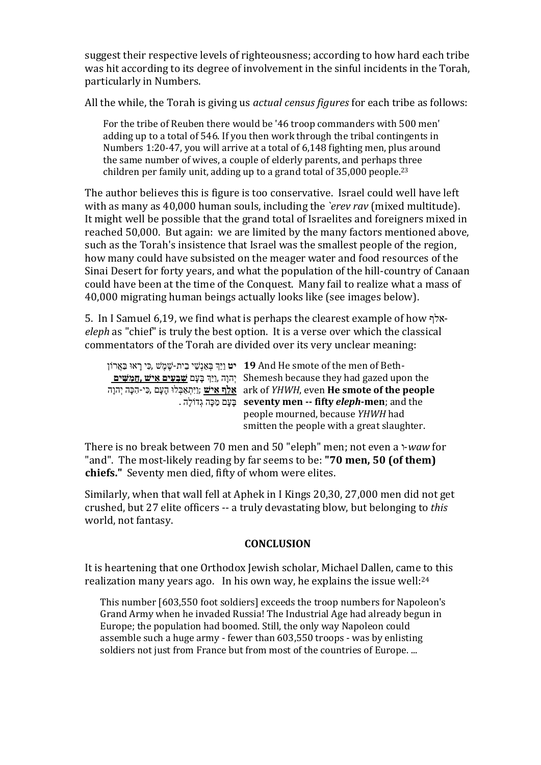suggest their respective levels of righteousness; according to how hard each tribe was hit according to its degree of involvement in the sinful incidents in the Torah, particularly in Numbers.

All the while, the Torah is giving us *actual census figures* for each tribe as follows:

> For the tribe of Reuben there would be '46 troop commanders with 500 men' adding up to a total of 546. If you then work through the tribal contingents in Numbers 1:20-47, you will arrive at a total of 6,148 fighting men, plus around the same number of wives, a couple of elderly parents, and perhaps three children per family unit, adding up to a grand total of 35,000 people.[23]

The author believes this is figure is too conservative. Israel could well have left with as many as 40,000 human souls, including the *`erev rav* (mixed multitude). It might well be possible that the grand total of Israelites and foreigners mixed in reached 50,000. But again: we are limited by the many factors mentioned above, such as the Torah's insistence that Israel was the smallest people of the region, how many could have subsisted on the meager water and food resources of the Sinai Desert for forty years, and what the population of the hill-country of Canaan could have been at the time of the Conquest. Many fail to realize what a mass of 40,000 migrating human beings actually looks like (see images below).

5. In I Samuel 6,19, we find what is perhaps the clearest example of how אלף-*eleph* as "chief" is truly the best option. It is a verse over which the classical commentators of the Torah are divided over its very unclear meaning:

| | |
|---|---|
| **יט** וַיַּךְ בְּאַנְשֵׁי בֵית-שֶׁמֶשׁ, כִּי רָאוּ בַּאֲרוֹן יְהוָה, וַיַּךְ בָּעָם **שִׁבְעִים אִישׁ, חֲמִשִּׁים אֶלֶף אִישׁ**; וַיִּתְאַבְּלוּ הָעָם, כִּי-הִכָּה יְהוָה בָּעָם מַכָּה גְדוֹלָה. | **19** And He smote of the men of Beth-Shemesh because they had gazed upon the ark of *YHWH*, even **He smote of the people seventy men -- fifty *eleph*-men**; and the people mourned, because *YHWH* had smitten the people with a great slaughter. |

There is no break between 70 men and 50 "eleph" men; not even a ו-*waw* for "and". The most-likely reading by far seems to be: **"70 men, 50 (of them) chiefs."** Seventy men died, fifty of whom were elites.

Similarly, when that wall fell at Aphek in I Kings 20,30, 27,000 men did not get crushed, but 27 elite officers -- a truly devastating blow, but belonging to *this* world, not fantasy.

## CONCLUSION

It is heartening that one Orthodox Jewish scholar, Michael Dallen, came to this realization many years ago. In his own way, he explains the issue well:[24]

> This number [603,550 foot soldiers] exceeds the troop numbers for Napoleon's Grand Army when he invaded Russia! The Industrial Age had already begun in Europe; the population had boomed. Still, the only way Napoleon could assemble such a huge army - fewer than 603,550 troops - was by enlisting soldiers not just from France but from most of the countries of Europe. ...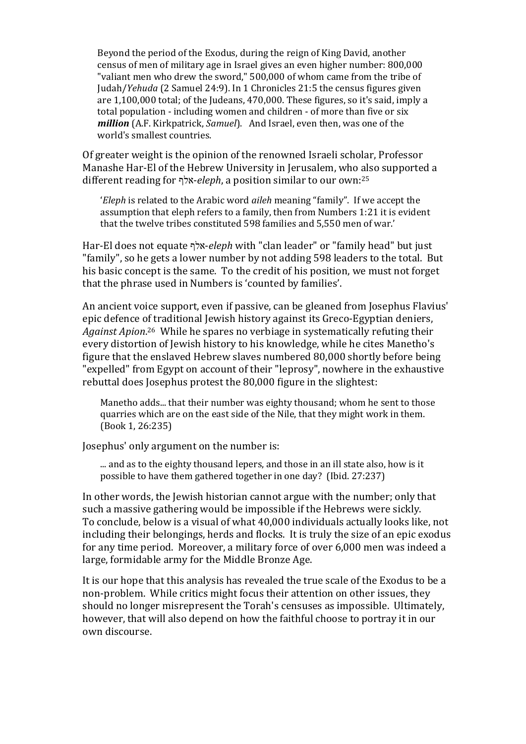> Beyond the period of the Exodus, during the reign of King David, another census of men of military age in Israel gives an even higher number: 800,000 "valiant men who drew the sword," 500,000 of whom came from the tribe of Judah/*Yehuda* (2 Samuel 24:9). In 1 Chronicles 21:5 the census figures given are 1,100,000 total; of the Judeans, 470,000. These figures, so it's said, imply a total population - including women and children - of more than five or six ***million*** (A.F. Kirkpatrick, *Samuel*). And Israel, even then, was one of the world's smallest countries.

Of greater weight is the opinion of the renowned Israeli scholar, Professor Manashe Har-El of the Hebrew University in Jerusalem, who also supported a different reading for אלף-*eleph*, a position similar to our own:[25]

> '*Eleph* is related to the Arabic word *aileh* meaning "family". If we accept the assumption that eleph refers to a family, then from Numbers 1:21 it is evident that the twelve tribes constituted 598 families and 5,550 men of war.'

Har-El does not equate אלף-*eleph* with "clan leader" or "family head" but just "family", so he gets a lower number by not adding 598 leaders to the total. But his basic concept is the same. To the credit of his position, we must not forget that the phrase used in Numbers is 'counted by families'.

An ancient voice support, even if passive, can be gleaned from Josephus Flavius' epic defence of traditional Jewish history against its Greco-Egyptian deniers, *Against Apion*.[26] While he spares no verbiage in systematically refuting their every distortion of Jewish history to his knowledge, while he cites Manetho's figure that the enslaved Hebrew slaves numbered 80,000 shortly before being "expelled" from Egypt on account of their "leprosy", nowhere in the exhaustive rebuttal does Josephus protest the 80,000 figure in the slightest:

> Manetho adds... that their number was eighty thousand; whom he sent to those quarries which are on the east side of the Nile, that they might work in them. (Book 1, 26:235)

Josephus' only argument on the number is:

> ... and as to the eighty thousand lepers, and those in an ill state also, how is it possible to have them gathered together in one day? (Ibid. 27:237)

In other words, the Jewish historian cannot argue with the number; only that such a massive gathering would be impossible if the Hebrews were sickly. To conclude, below is a visual of what 40,000 individuals actually looks like, not including their belongings, herds and flocks. It is truly the size of an epic exodus for any time period. Moreover, a military force of over 6,000 men was indeed a large, formidable army for the Middle Bronze Age.

It is our hope that this analysis has revealed the true scale of the Exodus to be a non-problem. While critics might focus their attention on other issues, they should no longer misrepresent the Torah's censuses as impossible. Ultimately, however, that will also depend on how the faithful choose to portray it in our own discourse.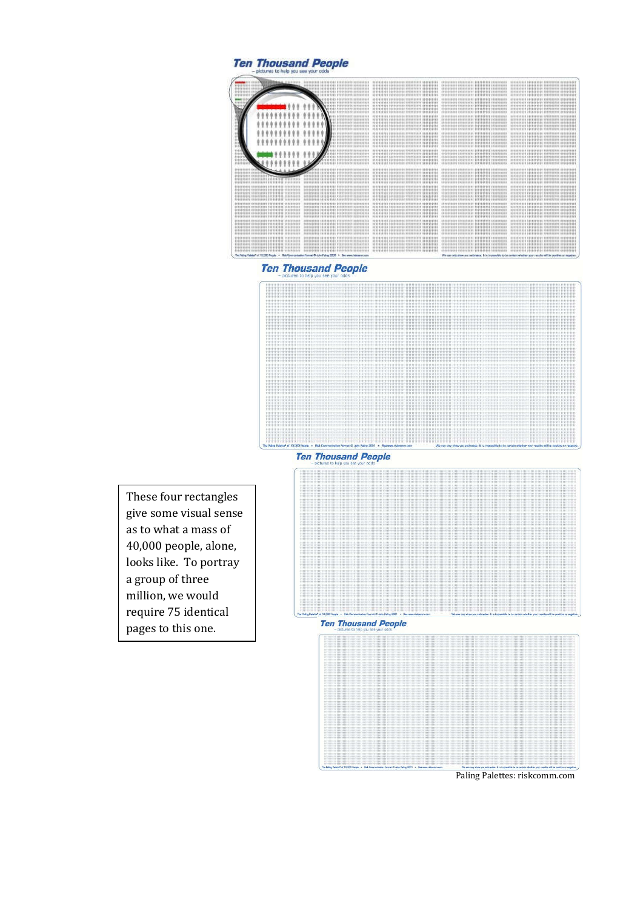Ten Thousand People
– pictures to help you see your odds

Ten Thousand People
– pictures to help you see your odds

Ten Thousand People
– pictures to help you see your odds

Ten Thousand People
– pictures to help you see your odds

These four rectangles give some visual sense as to what a mass of 40,000 people, alone, looks like. To portray a group of three million, we would require 75 identical pages to this one.

Paling Palettes: riskcomm.com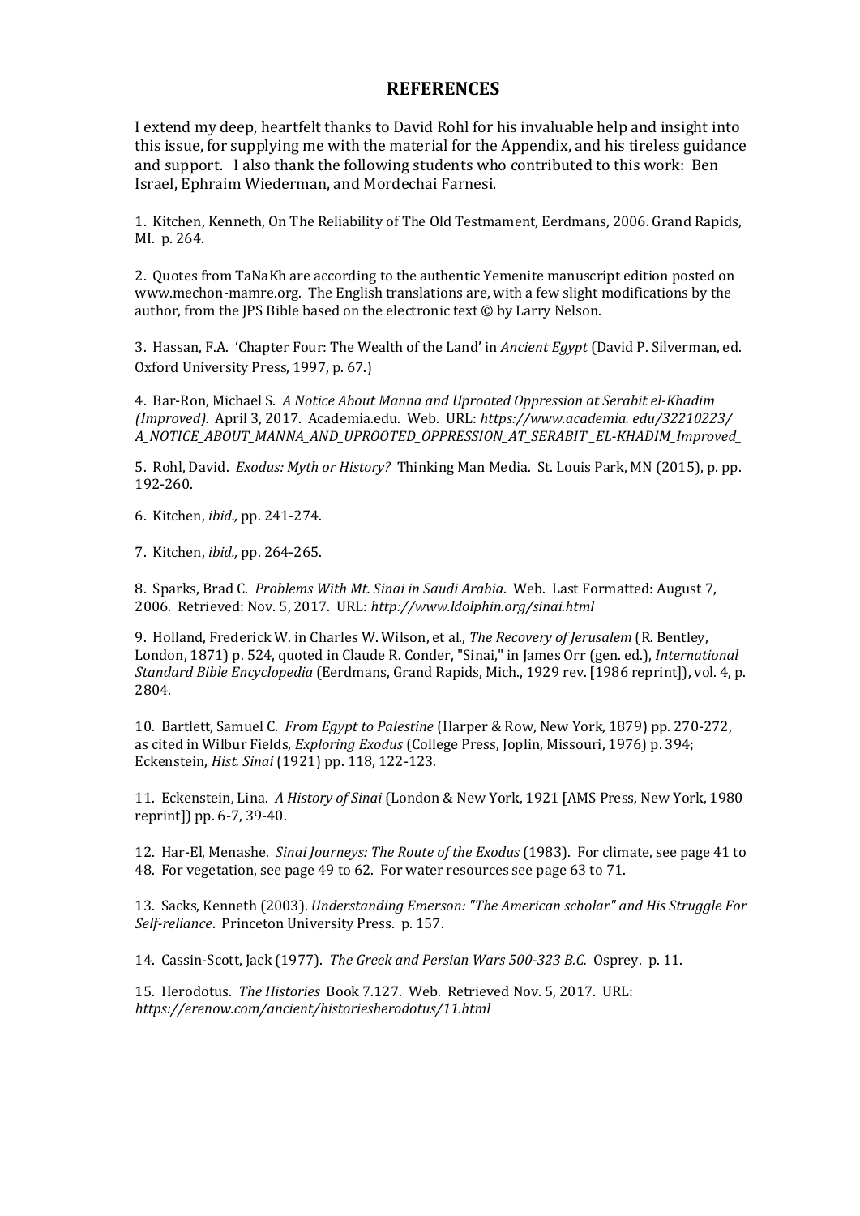## REFERENCES

I extend my deep, heartfelt thanks to David Rohl for his invaluable help and insight into this issue, for supplying me with the material for the Appendix, and his tireless guidance and support. I also thank the following students who contributed to this work: Ben Israel, Ephraim Wiederman, and Mordechai Farnesi.

1. Kitchen, Kenneth, On The Reliability of The Old Testmament, Eerdmans, 2006. Grand Rapids, MI. p. 264.

2. Quotes from TaNaKh are according to the authentic Yemenite manuscript edition posted on www.mechon-mamre.org. The English translations are, with a few slight modifications by the author, from the JPS Bible based on the electronic text © by Larry Nelson.

3. Hassan, F.A. 'Chapter Four: The Wealth of the Land' in *Ancient Egypt* (David P. Silverman, ed. Oxford University Press, 1997, p. 67.)

4. Bar-Ron, Michael S. *A Notice About Manna and Uprooted Oppression at Serabit el-Khadim (Improved).* April 3, 2017. Academia.edu. Web. URL: *https://www.academia. edu/32210223/ A_NOTICE_ABOUT_MANNA_AND_UPROOTED_OPPRESSION_AT_SERABIT _EL-KHADIM_Improved_*

5. Rohl, David. *Exodus: Myth or History?* Thinking Man Media. St. Louis Park, MN (2015), p. pp. 192-260.

6. Kitchen, *ibid.,* pp. 241-274.

7. Kitchen, *ibid.,* pp. 264-265.

8. Sparks, Brad C. *Problems With Mt. Sinai in Saudi Arabia*. Web. Last Formatted: August 7, 2006. Retrieved: Nov. 5, 2017. URL: *http://www.ldolphin.org/sinai.html*

9. Holland, Frederick W. in Charles W. Wilson, et al., *The Recovery of Jerusalem* (R. Bentley, London, 1871) p. 524, quoted in Claude R. Conder, "Sinai," in James Orr (gen. ed.), *International Standard Bible Encyclopedia* (Eerdmans, Grand Rapids, Mich., 1929 rev. [1986 reprint]), vol. 4, p. 2804.

10. Bartlett, Samuel C. *From Egypt to Palestine* (Harper & Row, New York, 1879) pp. 270-272, as cited in Wilbur Fields, *Exploring Exodus* (College Press, Joplin, Missouri, 1976) p. 394; Eckenstein, *Hist. Sinai* (1921) pp. 118, 122-123.

11. Eckenstein, Lina. *A History of Sinai* (London & New York, 1921 [AMS Press, New York, 1980 reprint]) pp. 6-7, 39-40.

12. Har-El, Menashe. *Sinai Journeys: The Route of the Exodus* (1983). For climate, see page 41 to 48. For vegetation, see page 49 to 62. For water resources see page 63 to 71.

13. Sacks, Kenneth (2003). *Understanding Emerson: "The American scholar" and His Struggle For Self-reliance*. Princeton University Press. p. 157.

14. Cassin-Scott, Jack (1977). *The Greek and Persian Wars 500-323 B.C.* Osprey. p. 11.

15. Herodotus. *The Histories* Book 7.127. Web. Retrieved Nov. 5, 2017. URL: *https://erenow.com/ancient/historiesherodotus/11.html*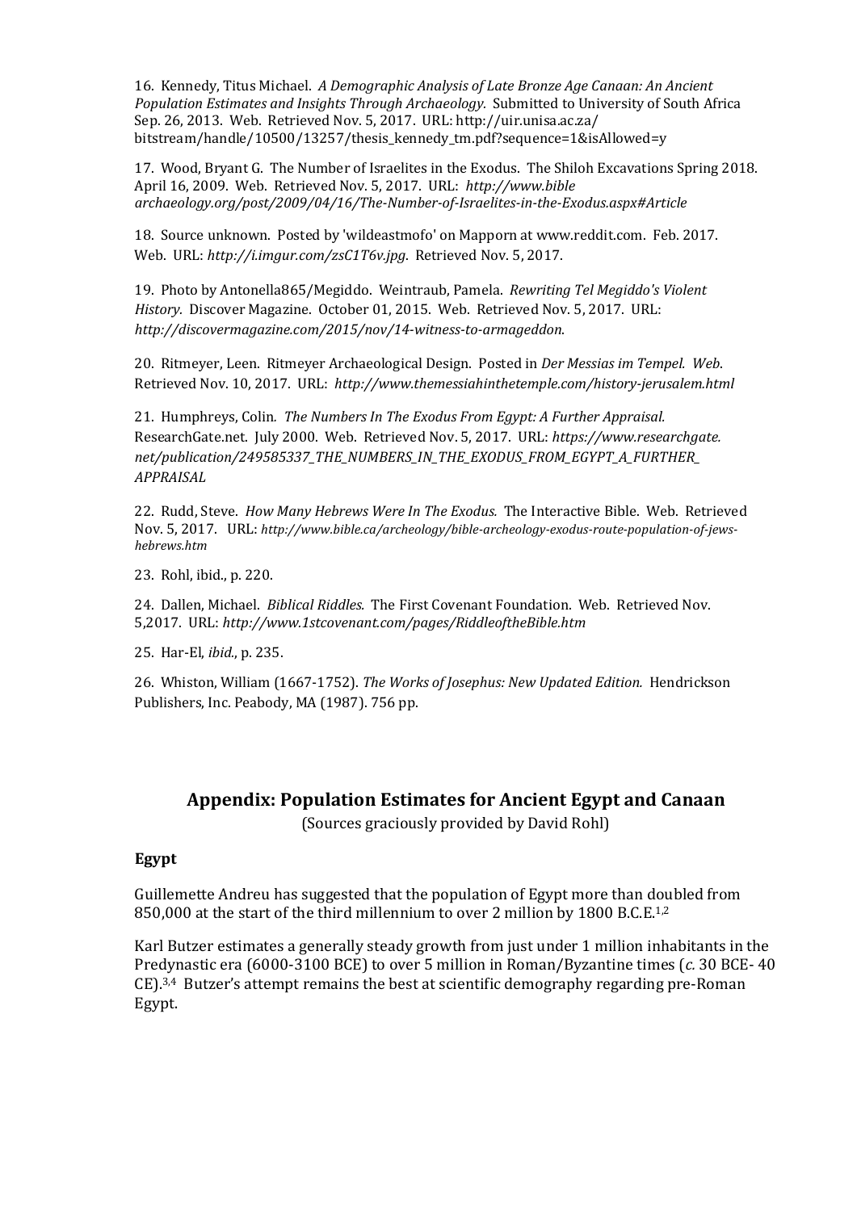16. Kennedy, Titus Michael. *A Demographic Analysis of Late Bronze Age Canaan: An Ancient Population Estimates and Insights Through Archaeology.* Submitted to University of South Africa Sep. 26, 2013. Web. Retrieved Nov. 5, 2017. URL: http://uir.unisa.ac.za/bitstream/handle/10500/13257/thesis_kennedy_tm.pdf?sequence=1&isAllowed=y

17. Wood, Bryant G. The Number of Israelites in the Exodus. The Shiloh Excavations Spring 2018. April 16, 2009. Web. Retrieved Nov. 5, 2017. URL: *http://www.bible archaeology.org/post/2009/04/16/The-Number-of-Israelites-in-the-Exodus.aspx#Article*

18. Source unknown. Posted by 'wildeastmofo' on Mapporn at www.reddit.com. Feb. 2017. Web. URL: *http://i.imgur.com/zsC1T6v.jpg*. Retrieved Nov. 5, 2017.

19. Photo by Antonella865/Megiddo. Weintraub, Pamela. *Rewriting Tel Megiddo's Violent History.* Discover Magazine. October 01, 2015. Web. Retrieved Nov. 5, 2017. URL: *http://discovermagazine.com/2015/nov/14-witness-to-armageddon*.

20. Ritmeyer, Leen. Ritmeyer Archaeological Design. Posted in *Der Messias im Tempel. Web.* Retrieved Nov. 10, 2017. URL: *http://www.themessiahinthetemple.com/history-jerusalem.html*

21. Humphreys, Colin. *The Numbers In The Exodus From Egypt: A Further Appraisal.* ResearchGate.net. July 2000. Web. Retrieved Nov. 5, 2017. URL: *https://www.researchgate.net/publication/249585337_THE_NUMBERS_IN_THE_EXODUS_FROM_EGYPT_A_FURTHER_APPRAISAL*

22. Rudd, Steve. *How Many Hebrews Were In The Exodus.* The Interactive Bible. Web. Retrieved Nov. 5, 2017. URL: *http://www.bible.ca/archeology/bible-archeology-exodus-route-population-of-jews-hebrews.htm*

23. Rohl, ibid., p. 220.

24. Dallen, Michael. *Biblical Riddles.* The First Covenant Foundation. Web. Retrieved Nov. 5,2017. URL: *http://www.1stcovenant.com/pages/RiddleoftheBible.htm*

25. Har-El, *ibid.*, p. 235.

26. Whiston, William (1667-1752). *The Works of Josephus: New Updated Edition.* Hendrickson Publishers, Inc. Peabody, MA (1987). 756 pp.

## Appendix: Population Estimates for Ancient Egypt and Canaan

(Sources graciously provided by David Rohl)

### Egypt

Guillemette Andreu has suggested that the population of Egypt more than doubled from 850,000 at the start of the third millennium to over 2 million by 1800 B.C.E.[1,2]

Karl Butzer estimates a generally steady growth from just under 1 million inhabitants in the Predynastic era (6000-3100 BCE) to over 5 million in Roman/Byzantine times (*c.* 30 BCE- 40 CE).[3,4] Butzer's attempt remains the best at scientific demography regarding pre-Roman Egypt.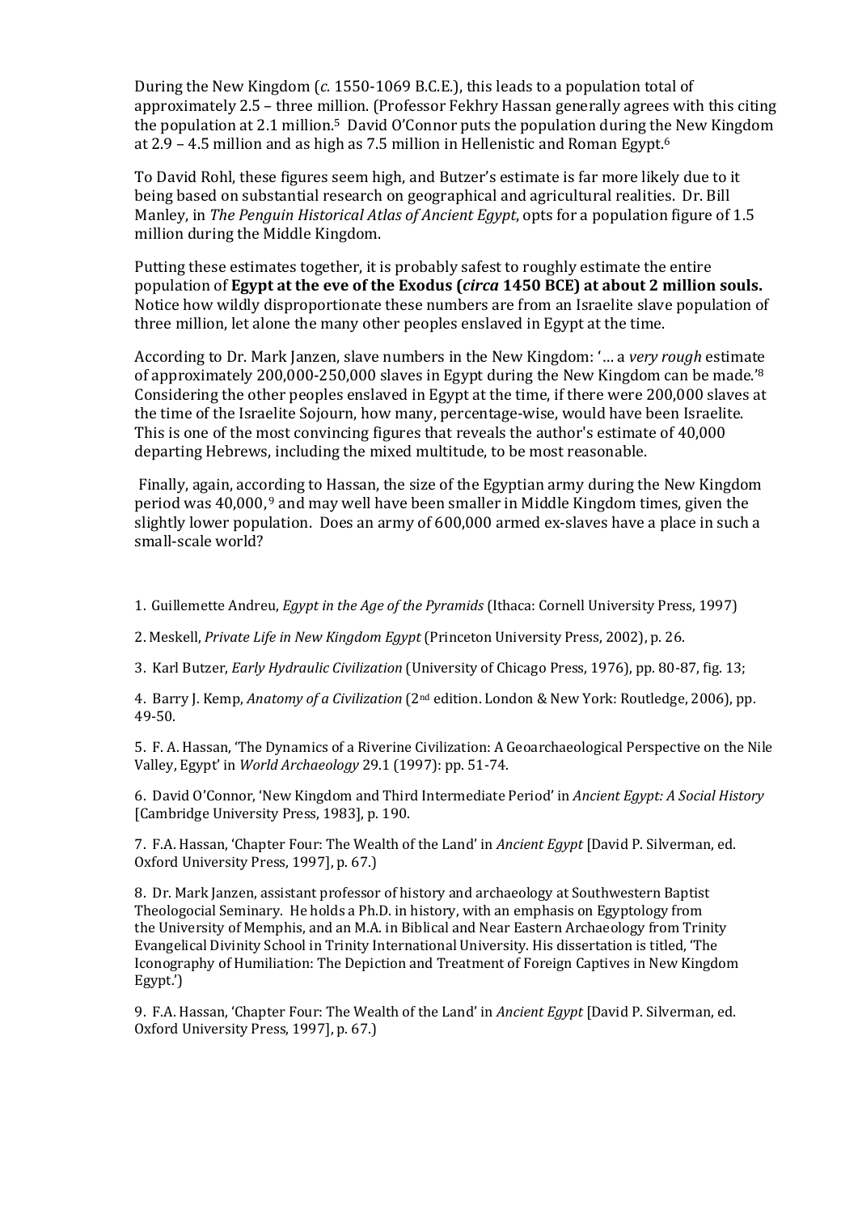During the New Kingdom (*c.* 1550-1069 B.C.E.), this leads to a population total of approximately 2.5 – three million. (Professor Fekhry Hassan generally agrees with this citing the population at 2.1 million.[5] David O'Connor puts the population during the New Kingdom at 2.9 – 4.5 million and as high as 7.5 million in Hellenistic and Roman Egypt.[6]

To David Rohl, these figures seem high, and Butzer's estimate is far more likely due to it being based on substantial research on geographical and agricultural realities. Dr. Bill Manley, in *The Penguin Historical Atlas of Ancient Egypt*, opts for a population figure of 1.5 million during the Middle Kingdom.

Putting these estimates together, it is probably safest to roughly estimate the entire population of **Egypt at the eve of the Exodus (*circa* 1450 BCE) at about 2 million souls.** Notice how wildly disproportionate these numbers are from an Israelite slave population of three million, let alone the many other peoples enslaved in Egypt at the time.

According to Dr. Mark Janzen, slave numbers in the New Kingdom: '… a *very rough* estimate of approximately 200,000-250,000 slaves in Egypt during the New Kingdom can be made.'[8] Considering the other peoples enslaved in Egypt at the time, if there were 200,000 slaves at the time of the Israelite Sojourn, how many, percentage-wise, would have been Israelite. This is one of the most convincing figures that reveals the author's estimate of 40,000 departing Hebrews, including the mixed multitude, to be most reasonable.

Finally, again, according to Hassan, the size of the Egyptian army during the New Kingdom period was 40,000,[9] and may well have been smaller in Middle Kingdom times, given the slightly lower population. Does an army of 600,000 armed ex-slaves have a place in such a small-scale world?

1. Guillemette Andreu, *Egypt in the Age of the Pyramids* (Ithaca: Cornell University Press, 1997)

2. Meskell, *Private Life in New Kingdom Egypt* (Princeton University Press, 2002), p. 26.

3. Karl Butzer, *Early Hydraulic Civilization* (University of Chicago Press, 1976), pp. 80-87, fig. 13;

4. Barry J. Kemp, *Anatomy of a Civilization* (2nd edition. London & New York: Routledge, 2006), pp. 49-50.

5. F. A. Hassan, 'The Dynamics of a Riverine Civilization: A Geoarchaeological Perspective on the Nile Valley, Egypt' in *World Archaeology* 29.1 (1997): pp. 51-74.

6. David O'Connor, 'New Kingdom and Third Intermediate Period' in *Ancient Egypt: A Social History* [Cambridge University Press, 1983], p. 190.

7. F.A. Hassan, 'Chapter Four: The Wealth of the Land' in *Ancient Egypt* [David P. Silverman, ed. Oxford University Press, 1997], p. 67.)

8. Dr. Mark Janzen, assistant professor of history and archaeology at Southwestern Baptist Theologocial Seminary. He holds a Ph.D. in history, with an emphasis on Egyptology from the University of Memphis, and an M.A. in Biblical and Near Eastern Archaeology from Trinity Evangelical Divinity School in Trinity International University. His dissertation is titled, 'The Iconography of Humiliation: The Depiction and Treatment of Foreign Captives in New Kingdom Egypt.')

9. F.A. Hassan, 'Chapter Four: The Wealth of the Land' in *Ancient Egypt* [David P. Silverman, ed. Oxford University Press, 1997], p. 67.)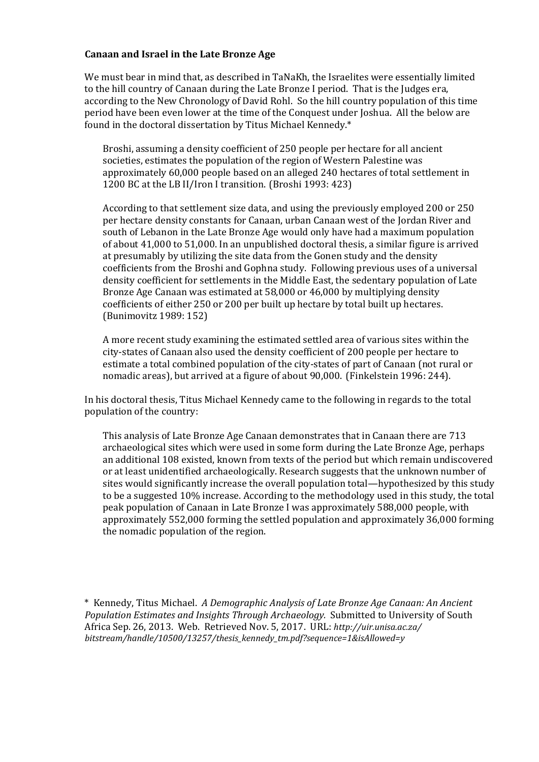**Canaan and Israel in the Late Bronze Age**

We must bear in mind that, as described in TaNaKh, the Israelites were essentially limited to the hill country of Canaan during the Late Bronze I period. That is the Judges era, according to the New Chronology of David Rohl. So the hill country population of this time period have been even lower at the time of the Conquest under Joshua. All the below are found in the doctoral dissertation by Titus Michael Kennedy.*

> Broshi, assuming a density coefficient of 250 people per hectare for all ancient societies, estimates the population of the region of Western Palestine was approximately 60,000 people based on an alleged 240 hectares of total settlement in 1200 BC at the LB II/Iron I transition. (Broshi 1993: 423)
>
> According to that settlement size data, and using the previously employed 200 or 250 per hectare density constants for Canaan, urban Canaan west of the Jordan River and south of Lebanon in the Late Bronze Age would only have had a maximum population of about 41,000 to 51,000. In an unpublished doctoral thesis, a similar figure is arrived at presumably by utilizing the site data from the Gonen study and the density coefficients from the Broshi and Gophna study. Following previous uses of a universal density coefficient for settlements in the Middle East, the sedentary population of Late Bronze Age Canaan was estimated at 58,000 or 46,000 by multiplying density coefficients of either 250 or 200 per built up hectare by total built up hectares. (Bunimovitz 1989: 152)
>
> A more recent study examining the estimated settled area of various sites within the city-states of Canaan also used the density coefficient of 200 people per hectare to estimate a total combined population of the city-states of part of Canaan (not rural or nomadic areas), but arrived at a figure of about 90,000. (Finkelstein 1996: 244).

In his doctoral thesis, Titus Michael Kennedy came to the following in regards to the total population of the country:

> This analysis of Late Bronze Age Canaan demonstrates that in Canaan there are 713 archaeological sites which were used in some form during the Late Bronze Age, perhaps an additional 108 existed, known from texts of the period but which remain undiscovered or at least unidentified archaeologically. Research suggests that the unknown number of sites would significantly increase the overall population total—hypothesized by this study to be a suggested 10% increase. According to the methodology used in this study, the total peak population of Canaan in Late Bronze I was approximately 588,000 people, with approximately 552,000 forming the settled population and approximately 36,000 forming the nomadic population of the region.

\* Kennedy, Titus Michael. *A Demographic Analysis of Late Bronze Age Canaan: An Ancient Population Estimates and Insights Through Archaeology.* Submitted to University of South Africa Sep. 26, 2013. Web. Retrieved Nov. 5, 2017. URL: *http://uir.unisa.ac.za/bitstream/handle/10500/13257/thesis_kennedy_tm.pdf?sequence=1&isAllowed=y*